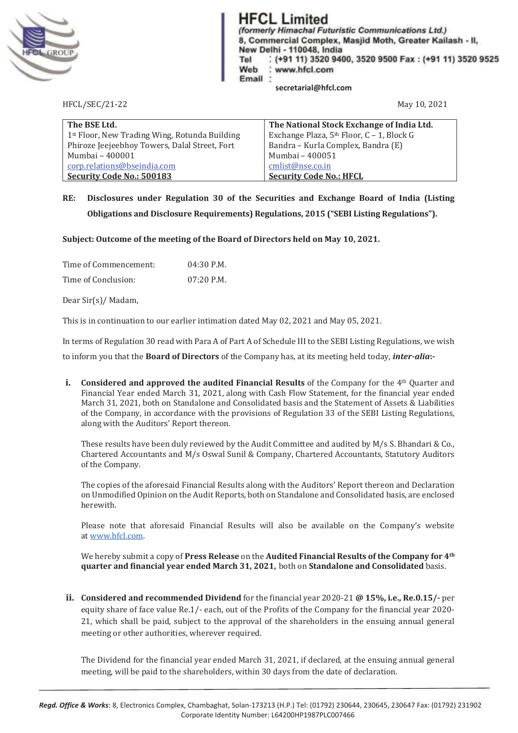# HFCL Limited

*(formerly Himachal Futuristic Communications Ltd.)*
8, Commercial Complex, Masjid Moth, Greater Kailash - II,
New Delhi - 110048, India
Tel : (+91 11) 3520 9400, 3520 9500 Fax : (+91 11) 3520 9525
Web : www.hfcl.com
Email : secretarial@hfcl.com

HFCL/SEC/21-22 May 10, 2021

| The BSE Ltd. | The National Stock Exchange of India Ltd. |
|---|---|
| 1st Floor, New Trading Wing, Rotunda Building | Exchange Plaza, 5th Floor, C – 1, Block G |
| Phiroze Jeejeebhoy Towers, Dalal Street, Fort | Bandra – Kurla Complex, Bandra (E) |
| Mumbai – 400001 | Mumbai – 400051 |
| corp.relations@bseindia.com | cmlist@nse.co.in |
| **Security Code No.: 500183** | **Security Code No.: HFCL** |

**RE: Disclosures under Regulation 30 of the Securities and Exchange Board of India (Listing Obligations and Disclosure Requirements) Regulations, 2015 ("SEBI Listing Regulations").**

**Subject: Outcome of the meeting of the Board of Directors held on May 10, 2021.**

Time of Commencement: 04:30 P.M.

Time of Conclusion: 07:20 P.M.

Dear Sir(s)/ Madam,

This is in continuation to our earlier intimation dated May 02, 2021 and May 05, 2021.

In terms of Regulation 30 read with Para A of Part A of Schedule III to the SEBI Listing Regulations, we wish to inform you that the **Board of Directors** of the Company has, at its meeting held today, ***inter-alia*:-**

**i. Considered and approved the audited Financial Results** of the Company for the 4th Quarter and Financial Year ended March 31, 2021, along with Cash Flow Statement, for the financial year ended March 31, 2021, both on Standalone and Consolidated basis and the Statement of Assets & Liabilities of the Company, in accordance with the provisions of Regulation 33 of the SEBI Listing Regulations, along with the Auditors' Report thereon.

These results have been duly reviewed by the Audit Committee and audited by M/s S. Bhandari & Co., Chartered Accountants and M/s Oswal Sunil & Company, Chartered Accountants, Statutory Auditors of the Company.

The copies of the aforesaid Financial Results along with the Auditors' Report thereon and Declaration on Unmodified Opinion on the Audit Reports, both on Standalone and Consolidated basis, are enclosed herewith.

Please note that aforesaid Financial Results will also be available on the Company's website at www.hfcl.com.

We hereby submit a copy of **Press Release** on the **Audited Financial Results of the Company for 4th quarter and financial year ended March 31, 2021,** both on **Standalone and Consolidated** basis.

**ii. Considered and recommended Dividend** for the financial year 2020-21 **@ 15%, i.e., Re.0.15/-** per equity share of face value Re.1/- each, out of the Profits of the Company for the financial year 2020-21, which shall be paid, subject to the approval of the shareholders in the ensuing annual general meeting or other authorities, wherever required.

The Dividend for the financial year ended March 31, 2021, if declared, at the ensuing annual general meeting, will be paid to the shareholders, within 30 days from the date of declaration.

***Regd. Office & Works***: 8, Electronics Complex, Chambaghat, Solan-173213 (H.P.) Tel: (01792) 230644, 230645, 230647 Fax: (01792) 231902
Corporate Identity Number: L64200HP1987PLC007466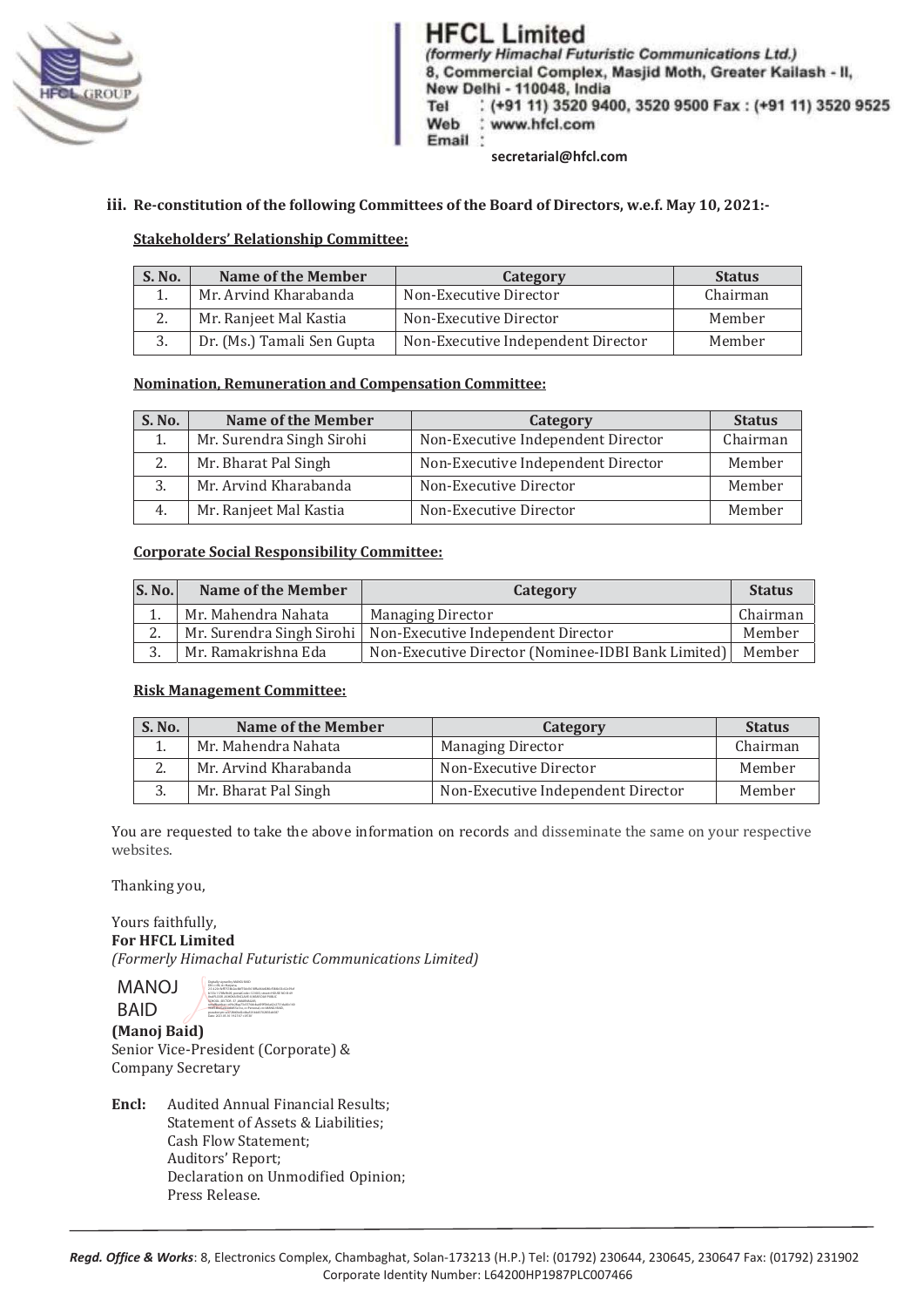**HFCL Limited**
*(formerly Himachal Futuristic Communications Ltd.)*
8, Commercial Complex, Masjid Moth, Greater Kailash - II,
New Delhi - 110048, India
Tel : (+91 11) 3520 9400, 3520 9500 Fax : (+91 11) 3520 9525
Web : www.hfcl.com
Email : secretarial@hfcl.com

**iii. Re-constitution of the following Committees of the Board of Directors, w.e.f. May 10, 2021:-**

**Stakeholders' Relationship Committee:**

| S. No. | Name of the Member | Category | Status |
|---|---|---|---|
| 1. | Mr. Arvind Kharabanda | Non-Executive Director | Chairman |
| 2. | Mr. Ranjeet Mal Kastia | Non-Executive Director | Member |
| 3. | Dr. (Ms.) Tamali Sen Gupta | Non-Executive Independent Director | Member |

**Nomination, Remuneration and Compensation Committee:**

| S. No. | Name of the Member | Category | Status |
|---|---|---|---|
| 1. | Mr. Surendra Singh Sirohi | Non-Executive Independent Director | Chairman |
| 2. | Mr. Bharat Pal Singh | Non-Executive Independent Director | Member |
| 3. | Mr. Arvind Kharabanda | Non-Executive Director | Member |
| 4. | Mr. Ranjeet Mal Kastia | Non-Executive Director | Member |

**Corporate Social Responsibility Committee:**

| S. No. | Name of the Member | Category | Status |
|---|---|---|---|
| 1. | Mr. Mahendra Nahata | Managing Director | Chairman |
| 2. | Mr. Surendra Singh Sirohi | Non-Executive Independent Director | Member |
| 3. | Mr. Ramakrishna Eda | Non-Executive Director (Nominee-IDBI Bank Limited) | Member |

**Risk Management Committee:**

| S. No. | Name of the Member | Category | Status |
|---|---|---|---|
| 1. | Mr. Mahendra Nahata | Managing Director | Chairman |
| 2. | Mr. Arvind Kharabanda | Non-Executive Director | Member |
| 3. | Mr. Bharat Pal Singh | Non-Executive Independent Director | Member |

You are requested to take the above information on records and disseminate the same on your respective websites.

Thanking you,

Yours faithfully,
**For HFCL Limited**
*(Formerly Himachal Futuristic Communications Limited)*

MANOJ BAID

**(Manoj Baid)**
Senior Vice-President (Corporate) &
Company Secretary

**Encl:** Audited Annual Financial Results;
Statement of Assets & Liabilities;
Cash Flow Statement;
Auditors' Report;
Declaration on Unmodified Opinion;
Press Release.

*Regd. Office & Works*: 8, Electronics Complex, Chambaghat, Solan-173213 (H.P.) Tel: (01792) 230644, 230645, 230647 Fax: (01792) 231902
Corporate Identity Number: L64200HP1987PLC007466